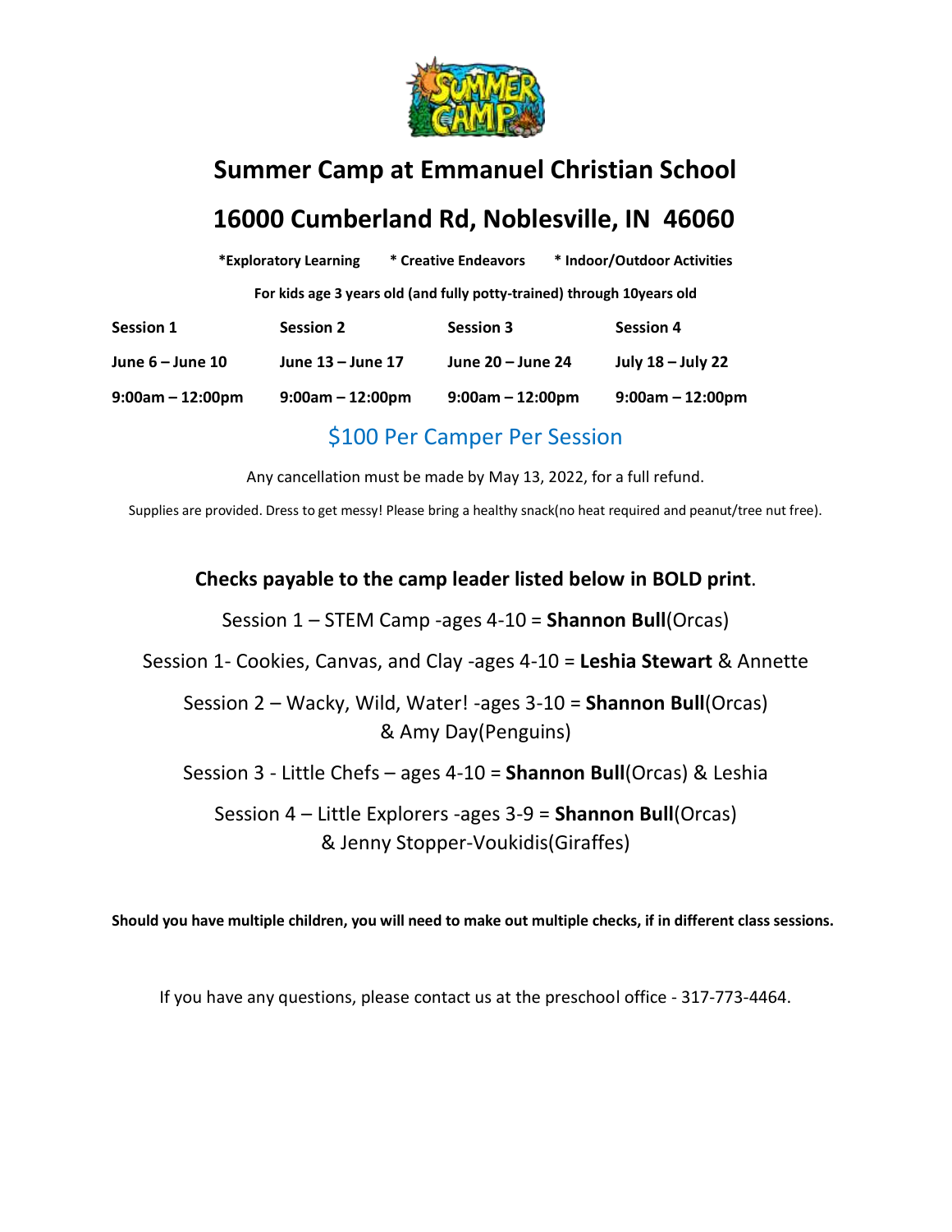# Summer Camp at Emmanuel Christian School

# 16000 Cumberland Rd, Noblesville, IN 46060

**\*Exploratory Learning   \* Creative Endeavors   \* Indoor/Outdoor Activities**

**For kids age 3 years old (and fully potty-trained) through 10years old**

| Session 1 | Session 2 | Session 3 | Session 4 |
|---|---|---|---|
| June 6 – June 10 | June 13 – June 17 | June 20 – June 24 | July 18 – July 22 |
| 9:00am – 12:00pm | 9:00am – 12:00pm | 9:00am – 12:00pm | 9:00am – 12:00pm |

## $100 Per Camper Per Session

Any cancellation must be made by May 13, 2022, for a full refund.

Supplies are provided. Dress to get messy! Please bring a healthy snack(no heat required and peanut/tree nut free).

**Checks payable to the camp leader listed below in BOLD print**.

Session 1 – STEM Camp -ages 4-10 = **Shannon Bull**(Orcas)

Session 1- Cookies, Canvas, and Clay -ages 4-10 = **Leshia Stewart** & Annette

Session 2 – Wacky, Wild, Water! -ages 3-10 = **Shannon Bull**(Orcas) & Amy Day(Penguins)

Session 3 - Little Chefs – ages 4-10 = **Shannon Bull**(Orcas) & Leshia

Session 4 – Little Explorers -ages 3-9 = **Shannon Bull**(Orcas) & Jenny Stopper-Voukidis(Giraffes)

**Should you have multiple children, you will need to make out multiple checks, if in different class sessions.**

If you have any questions, please contact us at the preschool office - 317-773-4464.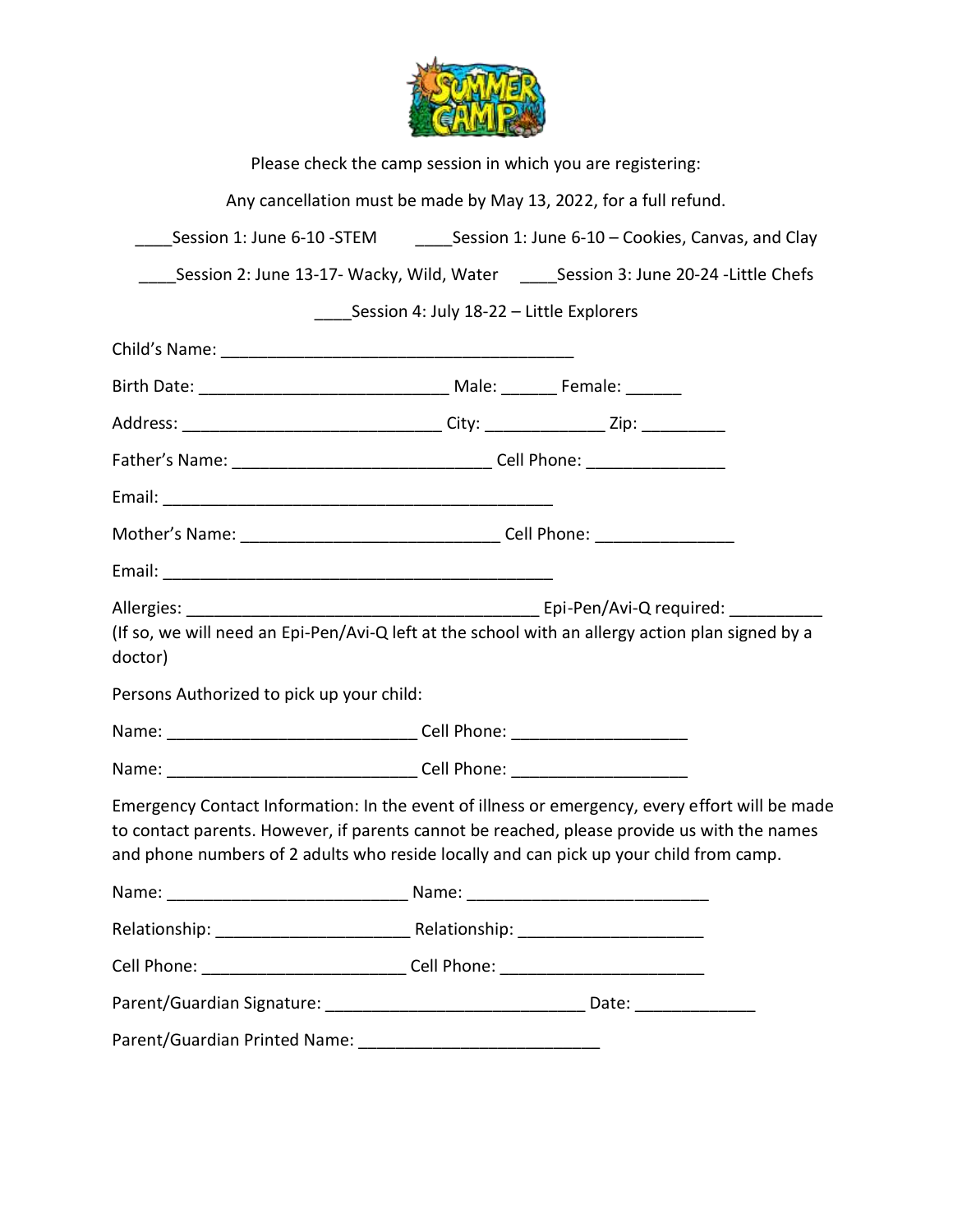Please check the camp session in which you are registering:

Any cancellation must be made by May 13, 2022, for a full refund.

____Session 1: June 6-10 -STEM ____Session 1: June 6-10 – Cookies, Canvas, and Clay

____Session 2: June 13-17- Wacky, Wild, Water ____Session 3: June 20-24 -Little Chefs

____Session 4: July 18-22 – Little Explorers

Child's Name: ______________________________________

Birth Date: ___________________________ Male: ______ Female: ______

Address: ____________________________ City: _____________ Zip: _________

Father's Name: ____________________________ Cell Phone: _______________

Email: ___________________________________________

Mother's Name: ____________________________ Cell Phone: _______________

Email: ___________________________________________

Allergies: ______________________________________ Epi-Pen/Avi-Q required: __________
(If so, we will need an Epi-Pen/Avi-Q left at the school with an allergy action plan signed by a doctor)

Persons Authorized to pick up your child:

Name: ___________________________ Cell Phone: ___________________

Name: ___________________________ Cell Phone: ___________________

Emergency Contact Information: In the event of illness or emergency, every effort will be made to contact parents. However, if parents cannot be reached, please provide us with the names and phone numbers of 2 adults who reside locally and can pick up your child from camp.

Name: __________________________ Name: __________________________

Relationship: ____________________ Relationship: ____________________

Cell Phone: ______________________ Cell Phone: ______________________

Parent/Guardian Signature: ____________________________ Date: _____________

Parent/Guardian Printed Name: __________________________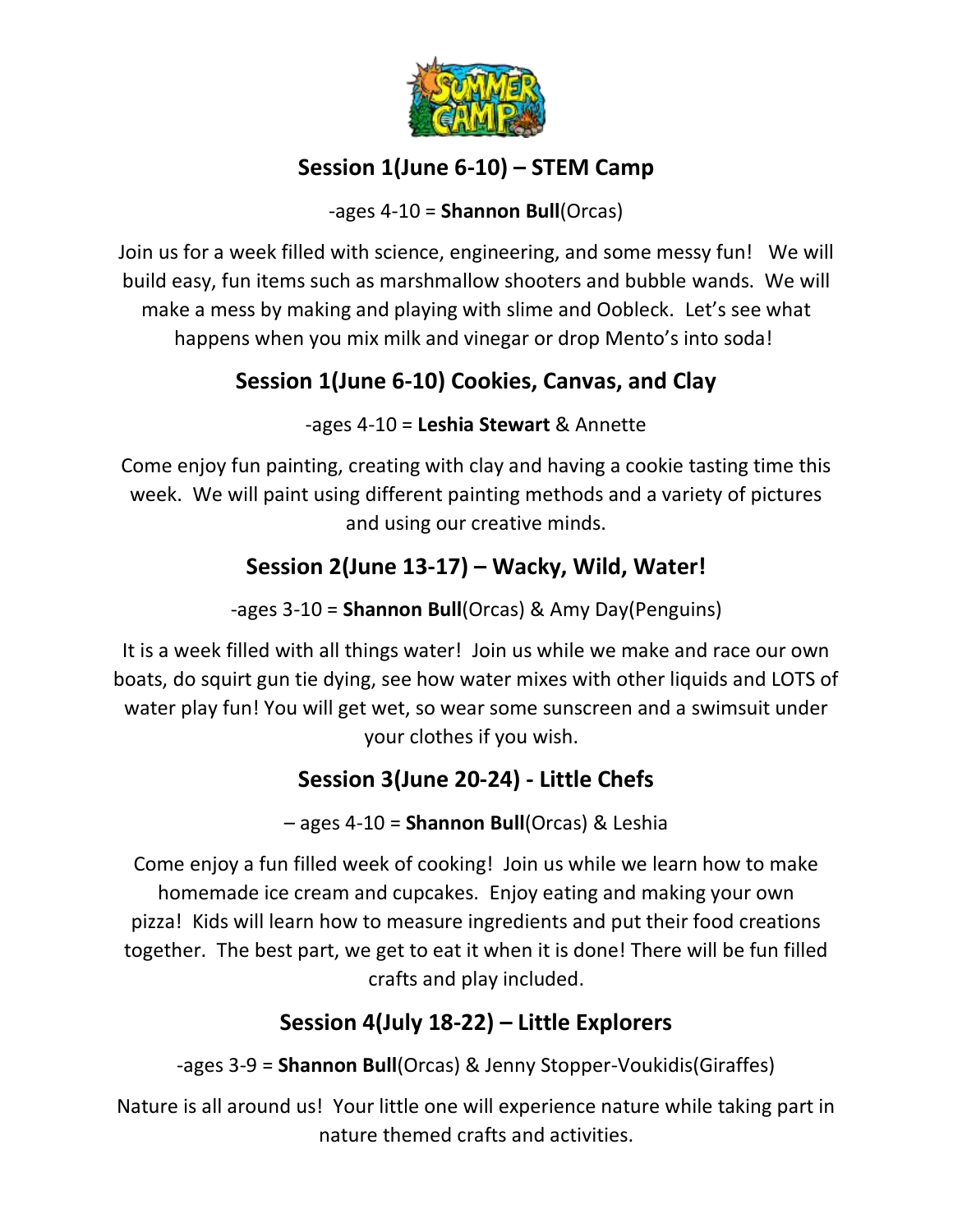## Session 1(June 6-10) – STEM Camp

-ages 4-10 = **Shannon Bull**(Orcas)

Join us for a week filled with science, engineering, and some messy fun! We will build easy, fun items such as marshmallow shooters and bubble wands. We will make a mess by making and playing with slime and Oobleck. Let's see what happens when you mix milk and vinegar or drop Mento's into soda!

## Session 1(June 6-10) Cookies, Canvas, and Clay

-ages 4-10 = **Leshia Stewart** & Annette

Come enjoy fun painting, creating with clay and having a cookie tasting time this week. We will paint using different painting methods and a variety of pictures and using our creative minds.

## Session 2(June 13-17) – Wacky, Wild, Water!

-ages 3-10 = **Shannon Bull**(Orcas) & Amy Day(Penguins)

It is a week filled with all things water! Join us while we make and race our own boats, do squirt gun tie dying, see how water mixes with other liquids and LOTS of water play fun! You will get wet, so wear some sunscreen and a swimsuit under your clothes if you wish.

## Session 3(June 20-24) - Little Chefs

– ages 4-10 = **Shannon Bull**(Orcas) & Leshia

Come enjoy a fun filled week of cooking! Join us while we learn how to make homemade ice cream and cupcakes. Enjoy eating and making your own pizza! Kids will learn how to measure ingredients and put their food creations together. The best part, we get to eat it when it is done! There will be fun filled crafts and play included.

## Session 4(July 18-22) – Little Explorers

-ages 3-9 = **Shannon Bull**(Orcas) & Jenny Stopper-Voukidis(Giraffes)

Nature is all around us! Your little one will experience nature while taking part in nature themed crafts and activities.